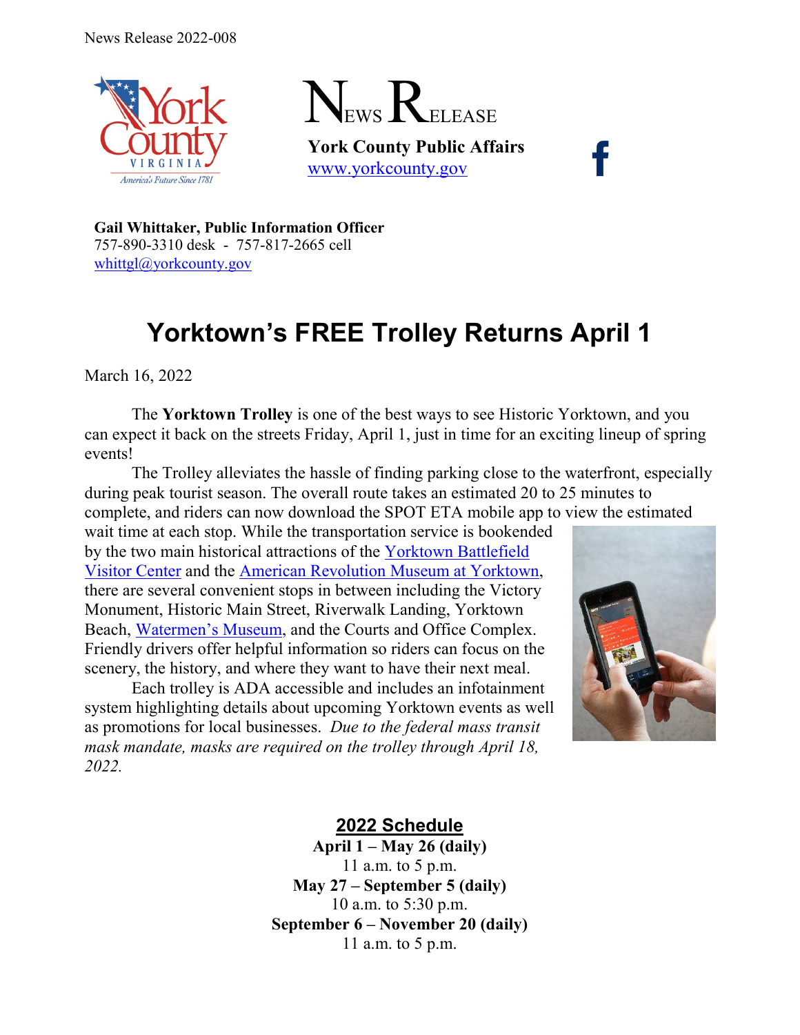News Release 2022-008

# NEWS RELEASE

**York County Public Affairs**
www.yorkcounty.gov

**Gail Whittaker, Public Information Officer**
757-890-3310 desk - 757-817-2665 cell
whittgl@yorkcounty.gov

# Yorktown's FREE Trolley Returns April 1

March 16, 2022

The **Yorktown Trolley** is one of the best ways to see Historic Yorktown, and you can expect it back on the streets Friday, April 1, just in time for an exciting lineup of spring events!

The Trolley alleviates the hassle of finding parking close to the waterfront, especially during peak tourist season. The overall route takes an estimated 20 to 25 minutes to complete, and riders can now download the SPOT ETA mobile app to view the estimated wait time at each stop. While the transportation service is bookended by the two main historical attractions of the Yorktown Battlefield Visitor Center and the American Revolution Museum at Yorktown, there are several convenient stops in between including the Victory Monument, Historic Main Street, Riverwalk Landing, Yorktown Beach, Watermen's Museum, and the Courts and Office Complex. Friendly drivers offer helpful information so riders can focus on the scenery, the history, and where they want to have their next meal.

Each trolley is ADA accessible and includes an infotainment system highlighting details about upcoming Yorktown events as well as promotions for local businesses. *Due to the federal mass transit mask mandate, masks are required on the trolley through April 18, 2022.*

## 2022 Schedule

**April 1 – May 26 (daily)**
11 a.m. to 5 p.m.

**May 27 – September 5 (daily)**
10 a.m. to 5:30 p.m.

**September 6 – November 20 (daily)**
11 a.m. to 5 p.m.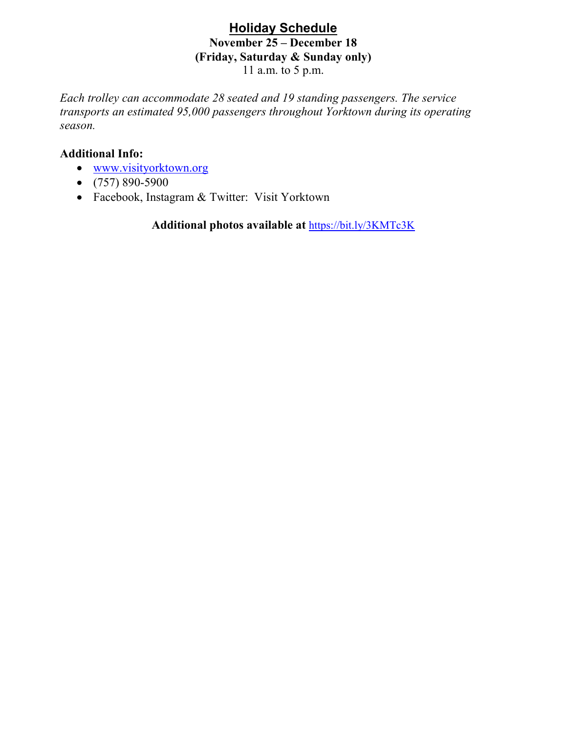## Holiday Schedule

**November 25 – December 18**
**(Friday, Saturday & Sunday only)**
11 a.m. to 5 p.m.

*Each trolley can accommodate 28 seated and 19 standing passengers. The service transports an estimated 95,000 passengers throughout Yorktown during its operating season.*

**Additional Info:**

- www.visityorktown.org
- (757) 890-5900
- Facebook, Instagram & Twitter: Visit Yorktown

**Additional photos available at** https://bit.ly/3KMTc3K